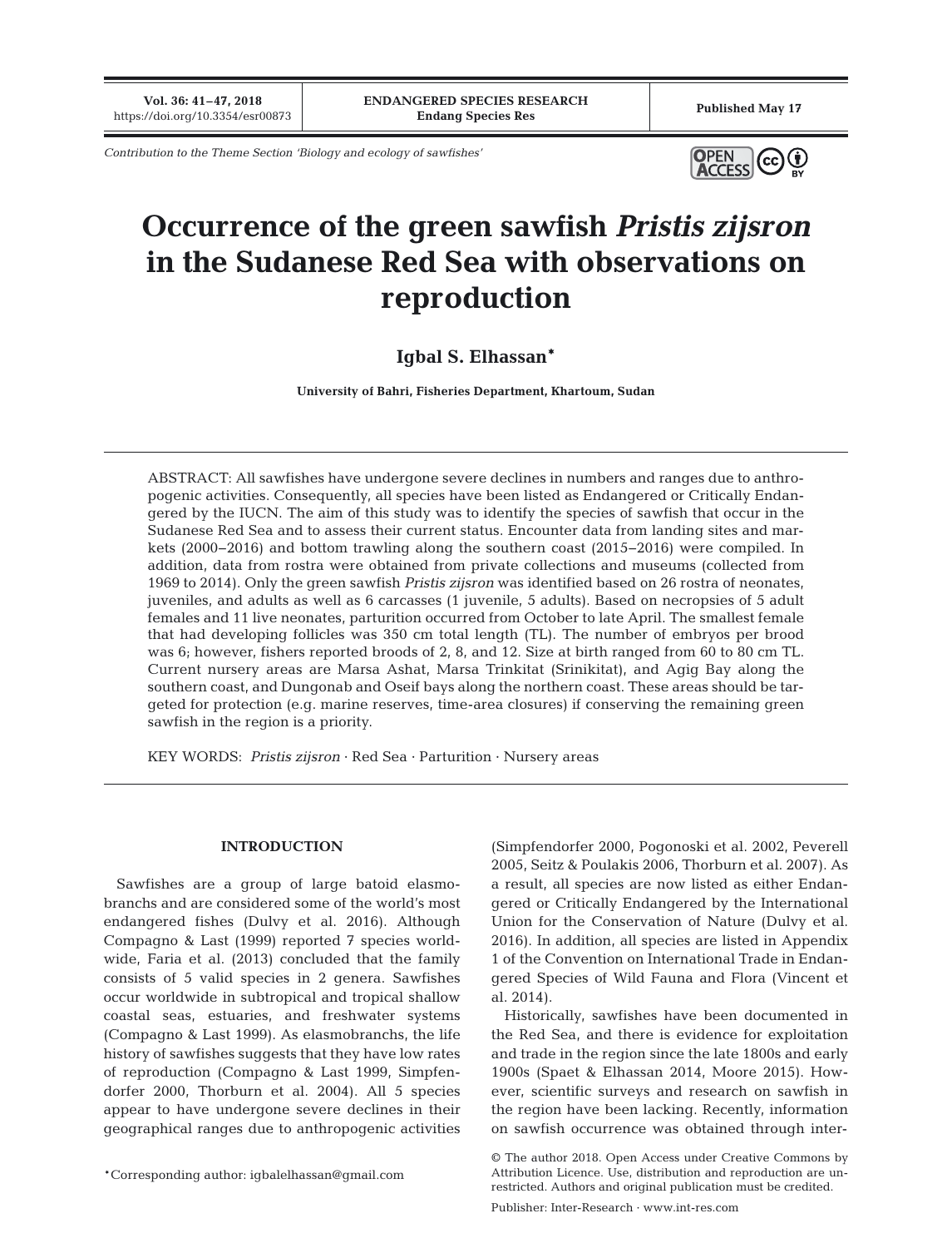Contribution to the Theme Section 'Biology and ecology of sawfishes'

# Occurrence of the green sawfish *Pristis zijsron* in the Sudanese Red Sea with observations on reproduction

**Igbal S. Elhassan***

**University of Bahri, Fisheries Department, Khartoum, Sudan**

ABSTRACT: All sawfishes have undergone severe declines in numbers and ranges due to anthropogenic activities. Consequently, all species have been listed as Endangered or Critically Endangered by the IUCN. The aim of this study was to identify the species of sawfish that occur in the Sudanese Red Sea and to assess their current status. Encounter data from landing sites and markets (2000–2016) and bottom trawling along the southern coast (2015–2016) were compiled. In addition, data from rostra were obtained from private collections and museums (collected from 1969 to 2014). Only the green sawfish *Pristis zijsron* was identified based on 26 rostra of neonates, juveniles, and adults as well as 6 carcasses (1 juvenile, 5 adults). Based on necropsies of 5 adult females and 11 live neonates, parturition occurred from October to late April. The smallest female that had developing follicles was 350 cm total length (TL). The number of embryos per brood was 6; however, fishers reported broods of 2, 8, and 12. Size at birth ranged from 60 to 80 cm TL. Current nursery areas are Marsa Ashat, Marsa Trinkitat (Srinikitat), and Agig Bay along the southern coast, and Dungonab and Oseif bays along the northern coast. These areas should be targeted for protection (e.g. marine reserves, time-area closures) if conserving the remaining green sawfish in the region is a priority.

KEY WORDS: *Pristis zijsron* · Red Sea · Parturition · Nursery areas

## INTRODUCTION

Sawfishes are a group of large batoid elasmobranchs and are considered some of the world's most endangered fishes (Dulvy et al. 2016). Although Compagno & Last (1999) reported 7 species worldwide, Faria et al. (2013) concluded that the family consists of 5 valid species in 2 genera. Sawfishes occur worldwide in subtropical and tropical shallow coastal seas, estuaries, and freshwater systems (Compagno & Last 1999). As elasmobranchs, the life history of sawfishes suggests that they have low rates of reproduction (Compagno & Last 1999, Simpfendorfer 2000, Thorburn et al. 2004). All 5 species appear to have undergone severe declines in their geographical ranges due to anthropogenic activities (Simpfendorfer 2000, Pogonoski et al. 2002, Peverell 2005, Seitz & Poulakis 2006, Thorburn et al. 2007). As a result, all species are now listed as either Endangered or Critically Endangered by the International Union for the Conservation of Nature (Dulvy et al. 2016). In addition, all species are listed in Appendix 1 of the Convention on International Trade in Endangered Species of Wild Fauna and Flora (Vincent et al. 2014).

Historically, sawfishes have been documented in the Red Sea, and there is evidence for exploitation and trade in the region since the late 1800s and early 1900s (Spaet & Elhassan 2014, Moore 2015). However, scientific surveys and research on sawfish in the region have been lacking. Recently, information on sawfish occurrence was obtained through inter-

*Corresponding author: igbalelhassan@gmail.com

© The author 2018. Open Access under Creative Commons by Attribution Licence. Use, distribution and reproduction are unrestricted. Authors and original publication must be credited.

Publisher: Inter-Research · www.int-res.com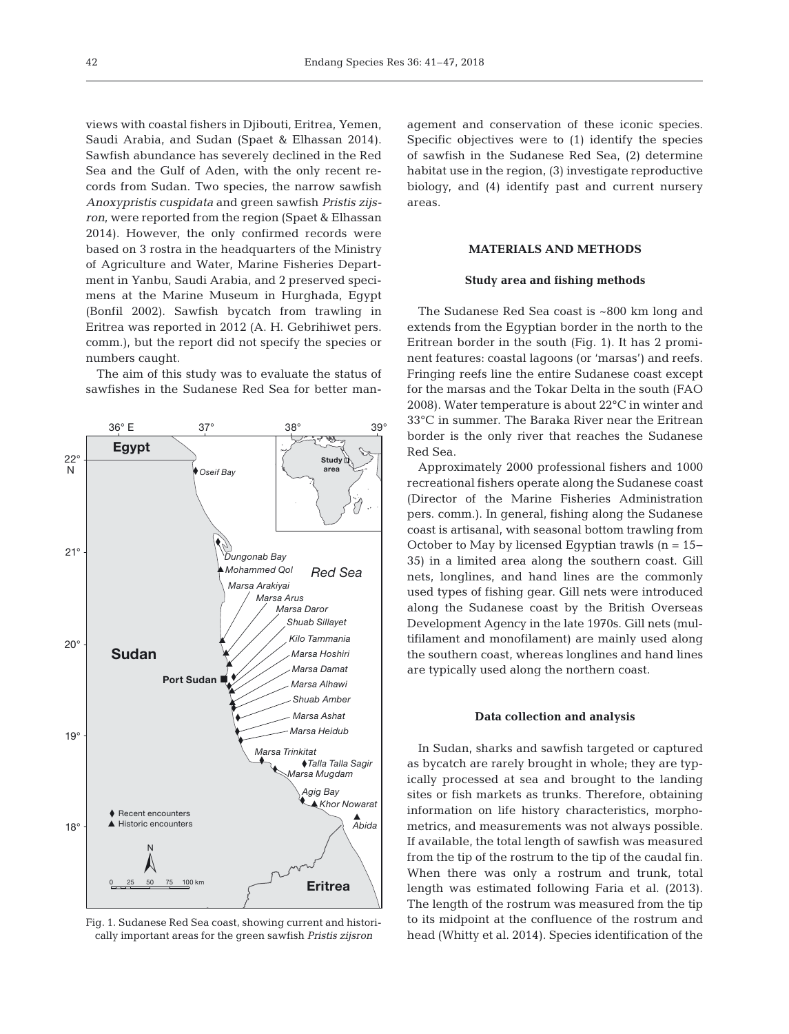views with coastal fishers in Djibouti, Eritrea, Yemen, Saudi Arabia, and Sudan (Spaet & Elhassan 2014). Sawfish abundance has severely declined in the Red Sea and the Gulf of Aden, with the only recent records from Sudan. Two species, the narrow sawfish *Anoxypristis cuspidata* and green sawfish *Pristis zijsron*, were reported from the region (Spaet & Elhassan 2014). However, the only confirmed records were based on 3 rostra in the headquarters of the Ministry of Agriculture and Water, Marine Fisheries Department in Yanbu, Saudi Arabia, and 2 preserved specimens at the Marine Museum in Hurghada, Egypt (Bonfil 2002). Sawfish bycatch from trawling in Eritrea was reported in 2012 (A. H. Gebrihiwet pers. comm.), but the report did not specify the species or numbers caught.

The aim of this study was to evaluate the status of sawfishes in the Sudanese Red Sea for better management and conservation of these iconic species. Specific objectives were to (1) identify the species of sawfish in the Sudanese Red Sea, (2) determine habitat use in the region, (3) investigate reproductive biology, and (4) identify past and current nursery areas.

Fig. 1. Sudanese Red Sea coast, showing current and historically important areas for the green sawfish *Pristis zijsron*

## MATERIALS AND METHODS

### Study area and fishing methods

The Sudanese Red Sea coast is ~800 km long and extends from the Egyptian border in the north to the Eritrean border in the south (Fig. 1). It has 2 prominent features: coastal lagoons (or 'marsas') and reefs. Fringing reefs line the entire Sudanese coast except for the marsas and the Tokar Delta in the south (FAO 2008). Water temperature is about 22°C in winter and 33°C in summer. The Baraka River near the Eritrean border is the only river that reaches the Sudanese Red Sea.

Approximately 2000 professional fishers and 1000 recreational fishers operate along the Sudanese coast (Director of the Marine Fisheries Administration pers. comm.). In general, fishing along the Sudanese coast is artisanal, with seasonal bottom trawling from October to May by licensed Egyptian trawls (n = 15–35) in a limited area along the southern coast. Gill nets, longlines, and hand lines are the commonly used types of fishing gear. Gill nets were introduced along the Sudanese coast by the British Overseas Development Agency in the late 1970s. Gill nets (multifilament and monofilament) are mainly used along the southern coast, whereas longlines and hand lines are typically used along the northern coast.

### Data collection and analysis

In Sudan, sharks and sawfish targeted or captured as bycatch are rarely brought in whole; they are typically processed at sea and brought to the landing sites or fish markets as trunks. Therefore, obtaining information on life history characteristics, morphometrics, and measurements was not always possible. If available, the total length of sawfish was measured from the tip of the rostrum to the tip of the caudal fin. When there was only a rostrum and trunk, total length was estimated following Faria et al. (2013). The length of the rostrum was measured from the tip to its midpoint at the confluence of the rostrum and head (Whitty et al. 2014). Species identification of the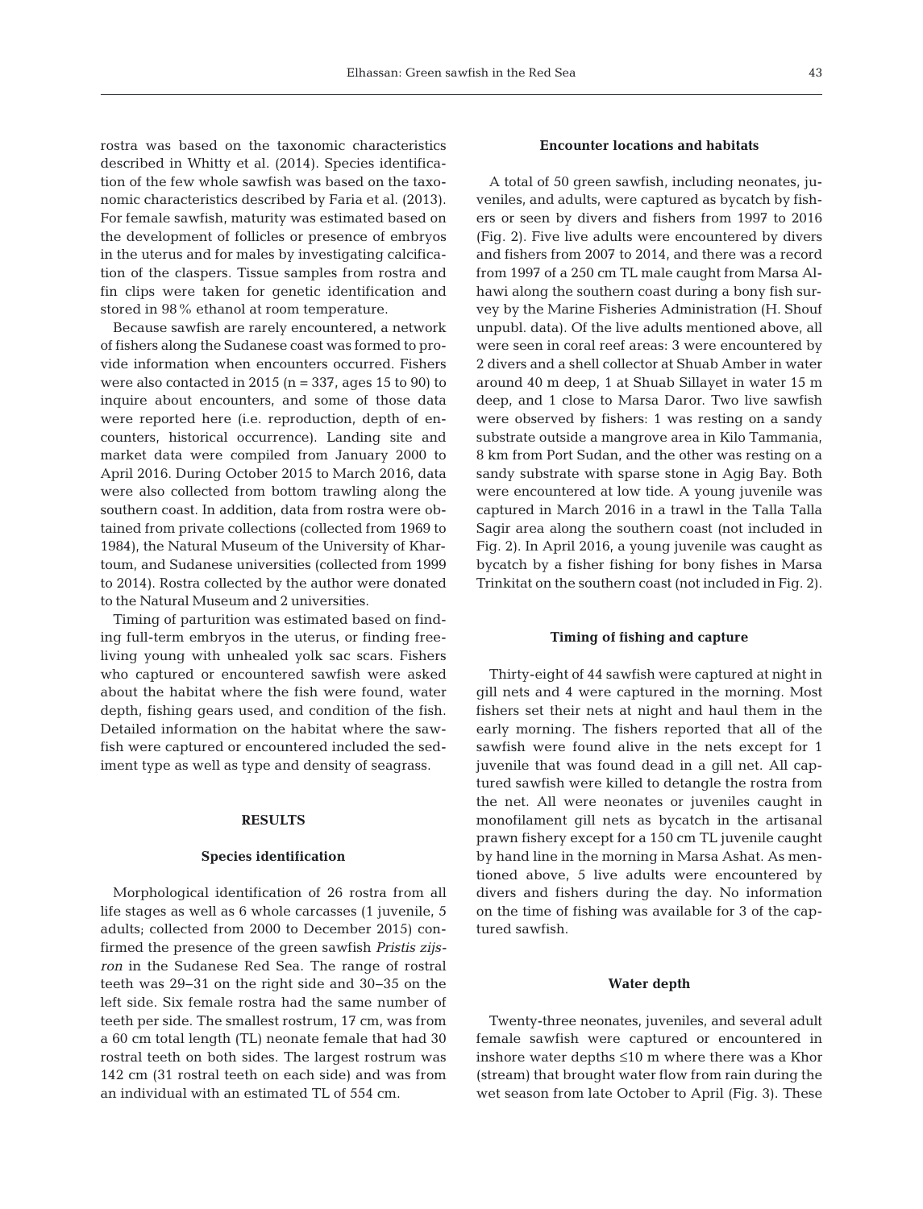rostra was based on the taxonomic characteristics described in Whitty et al. (2014). Species identification of the few whole sawfish was based on the taxonomic characteristics described by Faria et al. (2013). For female sawfish, maturity was estimated based on the development of follicles or presence of embryos in the uterus and for males by investigating calcification of the claspers. Tissue samples from rostra and fin clips were taken for genetic identification and stored in 98% ethanol at room temperature.

Because sawfish are rarely encountered, a network of fishers along the Sudanese coast was formed to provide information when encounters occurred. Fishers were also contacted in 2015 (n = 337, ages 15 to 90) to inquire about encounters, and some of those data were reported here (i.e. reproduction, depth of encounters, historical occurrence). Landing site and market data were compiled from January 2000 to April 2016. During October 2015 to March 2016, data were also collected from bottom trawling along the southern coast. In addition, data from rostra were obtained from private collections (collected from 1969 to 1984), the Natural Museum of the University of Khartoum, and Sudanese universities (collected from 1999 to 2014). Rostra collected by the author were donated to the Natural Museum and 2 universities.

Timing of parturition was estimated based on finding full-term embryos in the uterus, or finding free-living young with unhealed yolk sac scars. Fishers who captured or encountered sawfish were asked about the habitat where the fish were found, water depth, fishing gears used, and condition of the fish. Detailed information on the habitat where the sawfish were captured or encountered included the sediment type as well as type and density of seagrass.

## RESULTS

### Species identification

Morphological identification of 26 rostra from all life stages as well as 6 whole carcasses (1 juvenile, 5 adults; collected from 2000 to December 2015) confirmed the presence of the green sawfish *Pristis zijsron* in the Sudanese Red Sea. The range of rostral teeth was 29–31 on the right side and 30–35 on the left side. Six female rostra had the same number of teeth per side. The smallest rostrum, 17 cm, was from a 60 cm total length (TL) neonate female that had 30 rostral teeth on both sides. The largest rostrum was 142 cm (31 rostral teeth on each side) and was from an individual with an estimated TL of 554 cm.

### Encounter locations and habitats

A total of 50 green sawfish, including neonates, juveniles, and adults, were captured as bycatch by fishers or seen by divers and fishers from 1997 to 2016 (Fig. 2). Five live adults were encountered by divers and fishers from 2007 to 2014, and there was a record from 1997 of a 250 cm TL male caught from Marsa Alhawi along the southern coast during a bony fish survey by the Marine Fisheries Administration (H. Shouf unpubl. data). Of the live adults mentioned above, all were seen in coral reef areas: 3 were encountered by 2 divers and a shell collector at Shuab Amber in water around 40 m deep, 1 at Shuab Sillayet in water 15 m deep, and 1 close to Marsa Daror. Two live sawfish were observed by fishers: 1 was resting on a sandy substrate outside a mangrove area in Kilo Tammania, 8 km from Port Sudan, and the other was resting on a sandy substrate with sparse stone in Agig Bay. Both were encountered at low tide. A young juvenile was captured in March 2016 in a trawl in the Talla Talla Sagir area along the southern coast (not included in Fig. 2). In April 2016, a young juvenile was caught as bycatch by a fisher fishing for bony fishes in Marsa Trinkitat on the southern coast (not included in Fig. 2).

### Timing of fishing and capture

Thirty-eight of 44 sawfish were captured at night in gill nets and 4 were captured in the morning. Most fishers set their nets at night and haul them in the early morning. The fishers reported that all of the sawfish were found alive in the nets except for 1 juvenile that was found dead in a gill net. All captured sawfish were killed to detangle the rostra from the net. All were neonates or juveniles caught in monofilament gill nets as bycatch in the artisanal prawn fishery except for a 150 cm TL juvenile caught by hand line in the morning in Marsa Ashat. As mentioned above, 5 live adults were encountered by divers and fishers during the day. No information on the time of fishing was available for 3 of the captured sawfish.

### Water depth

Twenty-three neonates, juveniles, and several adult female sawfish were captured or encountered in inshore water depths ≤10 m where there was a Khor (stream) that brought water flow from rain during the wet season from late October to April (Fig. 3). These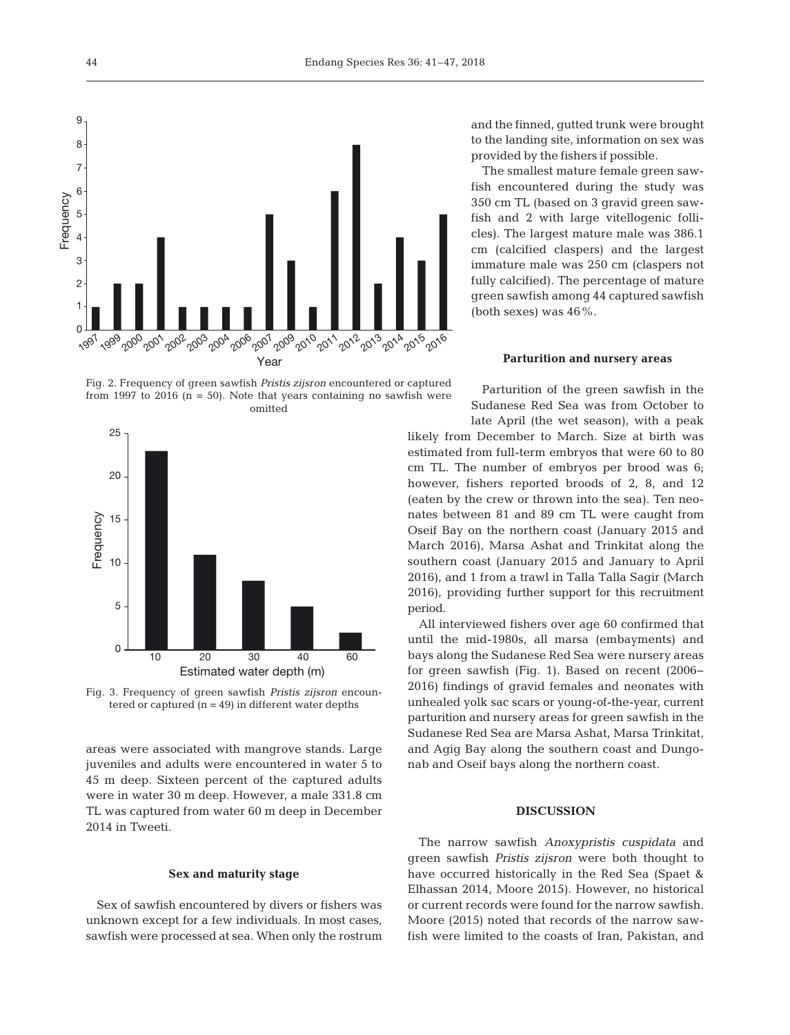Fig. 2. Frequency of green sawfish *Pristis zijsron* encountered or captured from 1997 to 2016 (n = 50). Note that years containing no sawfish were omitted

Fig. 3. Frequency of green sawfish *Pristis zijsron* encountered or captured (n = 49) in different water depths

areas were associated with mangrove stands. Large juveniles and adults were encountered in water 5 to 45 m deep. Sixteen percent of the captured adults were in water 30 m deep. However, a male 331.8 cm TL was captured from water 60 m deep in December 2014 in Tweeti.

### Sex and maturity stage

Sex of sawfish encountered by divers or fishers was unknown except for a few individuals. In most cases, sawfish were processed at sea. When only the rostrum and the finned, gutted trunk were brought to the landing site, information on sex was provided by the fishers if possible.

The smallest mature female green sawfish encountered during the study was 350 cm TL (based on 3 gravid green sawfish and 2 with large vitellogenic follicles). The largest mature male was 386.1 cm (calcified claspers) and the largest immature male was 250 cm (claspers not fully calcified). The percentage of mature green sawfish among 44 captured sawfish (both sexes) was 46%.

### Parturition and nursery areas

Parturition of the green sawfish in the Sudanese Red Sea was from October to late April (the wet season), with a peak likely from December to March. Size at birth was estimated from full-term embryos that were 60 to 80 cm TL. The number of embryos per brood was 6; however, fishers reported broods of 2, 8, and 12 (eaten by the crew or thrown into the sea). Ten neonates between 81 and 89 cm TL were caught from Oseif Bay on the northern coast (January 2015 and March 2016), Marsa Ashat and Trinkitat along the southern coast (January 2015 and January to April 2016), and 1 from a trawl in Talla Talla Sagir (March 2016), providing further support for this recruitment period.

All interviewed fishers over age 60 confirmed that until the mid-1980s, all marsa (embayments) and bays along the Sudanese Red Sea were nursery areas for green sawfish (Fig. 1). Based on recent (2006–2016) findings of gravid females and neonates with unhealed yolk sac scars or young-of-the-year, current parturition and nursery areas for green sawfish in the Sudanese Red Sea are Marsa Ashat, Marsa Trinkitat, and Agig Bay along the southern coast and Dungonab and Oseif bays along the northern coast.

## DISCUSSION

The narrow sawfish *Anoxypristis cuspidata* and green sawfish *Pristis zijsron* were both thought to have occurred historically in the Red Sea (Spaet & Elhassan 2014, Moore 2015). However, no historical or current records were found for the narrow sawfish. Moore (2015) noted that records of the narrow sawfish were limited to the coasts of Iran, Pakistan, and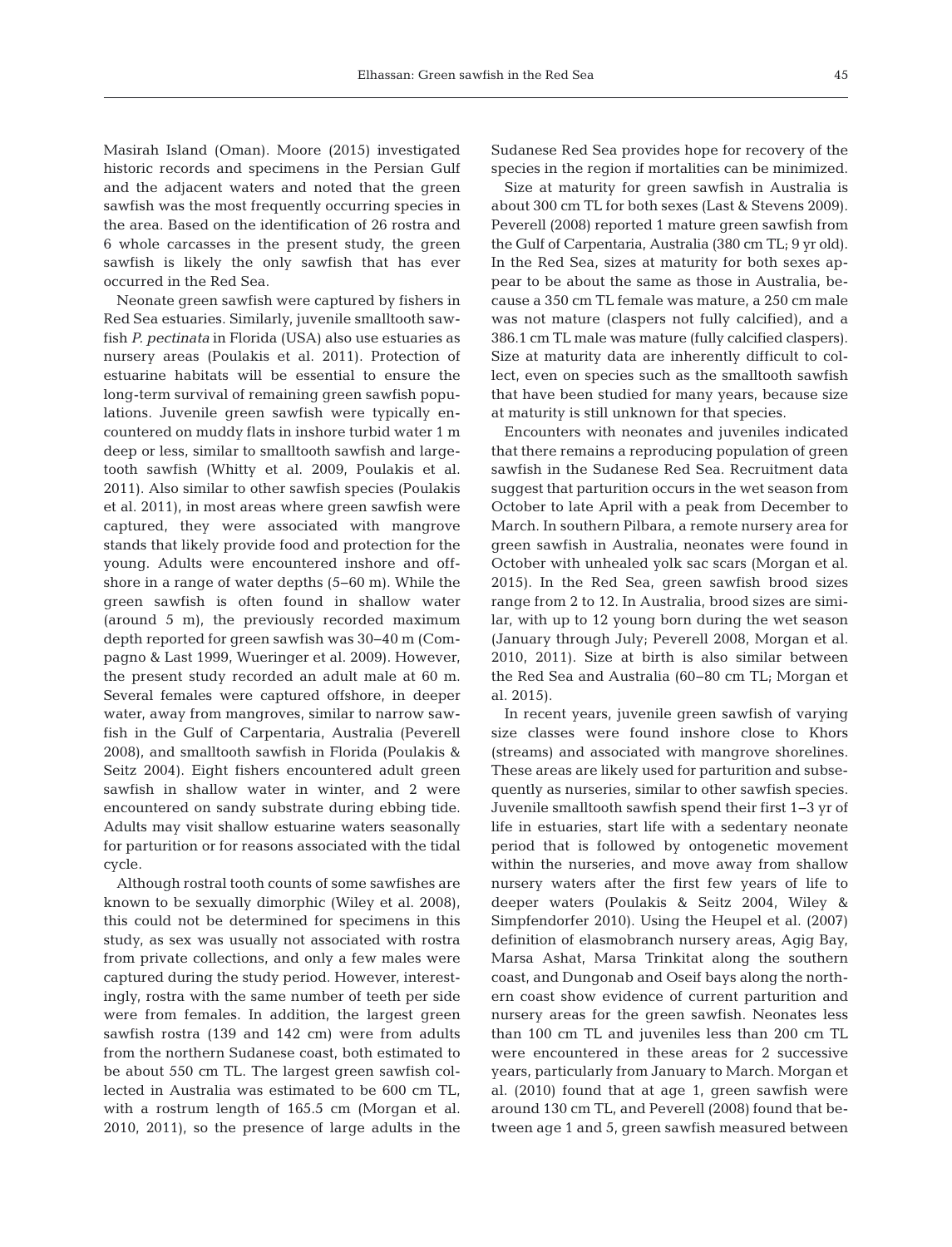Masirah Island (Oman). Moore (2015) investigated historic records and specimens in the Persian Gulf and the adjacent waters and noted that the green sawfish was the most frequently occurring species in the area. Based on the identification of 26 rostra and 6 whole carcasses in the present study, the green sawfish is likely the only sawfish that has ever occurred in the Red Sea.

Neonate green sawfish were captured by fishers in Red Sea estuaries. Similarly, juvenile smalltooth sawfish *P. pectinata* in Florida (USA) also use estuaries as nursery areas (Poulakis et al. 2011). Protection of estuarine habitats will be essential to ensure the long-term survival of remaining green sawfish populations. Juvenile green sawfish were typically encountered on muddy flats in inshore turbid water 1 m deep or less, similar to smalltooth sawfish and largetooth sawfish (Whitty et al. 2009, Poulakis et al. 2011). Also similar to other sawfish species (Poulakis et al. 2011), in most areas where green sawfish were captured, they were associated with mangrove stands that likely provide food and protection for the young. Adults were encountered inshore and offshore in a range of water depths (5−60 m). While the green sawfish is often found in shallow water (around 5 m), the previously recorded maximum depth reported for green sawfish was 30−40 m (Compagno & Last 1999, Wueringer et al. 2009). However, the present study recorded an adult male at 60 m. Several females were captured offshore, in deeper water, away from mangroves, similar to narrow sawfish in the Gulf of Carpentaria, Australia (Peverell 2008), and smalltooth sawfish in Florida (Poulakis & Seitz 2004). Eight fishers encountered adult green sawfish in shallow water in winter, and 2 were encountered on sandy substrate during ebbing tide. Adults may visit shallow estuarine waters seasonally for parturition or for reasons associated with the tidal cycle.

Although rostral tooth counts of some sawfishes are known to be sexually dimorphic (Wiley et al. 2008), this could not be determined for specimens in this study, as sex was usually not associated with rostra from private collections, and only a few males were captured during the study period. However, interestingly, rostra with the same number of teeth per side were from females. In addition, the largest green sawfish rostra (139 and 142 cm) were from adults from the northern Sudanese coast, both estimated to be about 550 cm TL. The largest green sawfish collected in Australia was estimated to be 600 cm TL, with a rostrum length of 165.5 cm (Morgan et al. 2010, 2011), so the presence of large adults in the Sudanese Red Sea provides hope for recovery of the species in the region if mortalities can be minimized.

Size at maturity for green sawfish in Australia is about 300 cm TL for both sexes (Last & Stevens 2009). Peverell (2008) reported 1 mature green sawfish from the Gulf of Carpentaria, Australia (380 cm TL; 9 yr old). In the Red Sea, sizes at maturity for both sexes appear to be about the same as those in Australia, because a 350 cm TL female was mature, a 250 cm male was not mature (claspers not fully calcified), and a 386.1 cm TL male was mature (fully calcified claspers). Size at maturity data are inherently difficult to collect, even on species such as the smalltooth sawfish that have been studied for many years, because size at maturity is still unknown for that species.

Encounters with neonates and juveniles indicated that there remains a reproducing population of green sawfish in the Sudanese Red Sea. Recruitment data suggest that parturition occurs in the wet season from October to late April with a peak from December to March. In southern Pilbara, a remote nursery area for green sawfish in Australia, neonates were found in October with unhealed yolk sac scars (Morgan et al. 2015). In the Red Sea, green sawfish brood sizes range from 2 to 12. In Australia, brood sizes are similar, with up to 12 young born during the wet season (January through July; Peverell 2008, Morgan et al. 2010, 2011). Size at birth is also similar between the Red Sea and Australia (60−80 cm TL; Morgan et al. 2015).

In recent years, juvenile green sawfish of varying size classes were found inshore close to Khors (streams) and associated with mangrove shorelines. These areas are likely used for parturition and subsequently as nurseries, similar to other sawfish species. Juvenile smalltooth sawfish spend their first 1−3 yr of life in estuaries, start life with a sedentary neonate period that is followed by ontogenetic movement within the nurseries, and move away from shallow nursery waters after the first few years of life to deeper waters (Poulakis & Seitz 2004, Wiley & Simpfendorfer 2010). Using the Heupel et al. (2007) definition of elasmobranch nursery areas, Agig Bay, Marsa Ashat, Marsa Trinkitat along the southern coast, and Dungonab and Oseif bays along the northern coast show evidence of current parturition and nursery areas for the green sawfish. Neonates less than 100 cm TL and juveniles less than 200 cm TL were encountered in these areas for 2 successive years, particularly from January to March. Morgan et al. (2010) found that at age 1, green sawfish were around 130 cm TL, and Peverell (2008) found that between age 1 and 5, green sawfish measured between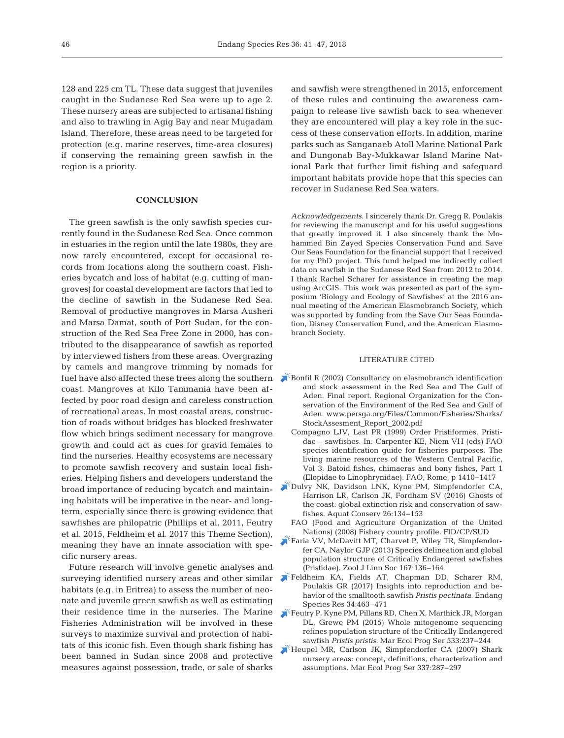128 and 225 cm TL. These data suggest that juveniles caught in the Sudanese Red Sea were up to age 2. These nursery areas are subjected to artisanal fishing and also to trawling in Agig Bay and near Mugadam Island. Therefore, these areas need to be targeted for protection (e.g. marine reserves, time-area closures) if conserving the remaining green sawfish in the region is a priority.

## CONCLUSION

The green sawfish is the only sawfish species currently found in the Sudanese Red Sea. Once common in estuaries in the region until the late 1980s, they are now rarely encountered, except for occasional records from locations along the southern coast. Fisheries bycatch and loss of habitat (e.g. cutting of mangroves) for coastal development are factors that led to the decline of sawfish in the Sudanese Red Sea. Removal of productive mangroves in Marsa Ausheri and Marsa Damat, south of Port Sudan, for the construction of the Red Sea Free Zone in 2000, has contributed to the disappearance of sawfish as reported by interviewed fishers from these areas. Overgrazing by camels and mangrove trimming by nomads for fuel have also affected these trees along the southern coast. Mangroves at Kilo Tammania have been affected by poor road design and careless construction of recreational areas. In most coastal areas, construction of roads without bridges has blocked freshwater flow which brings sediment necessary for mangrove growth and could act as cues for gravid females to find the nurseries. Healthy ecosystems are necessary to promote sawfish recovery and sustain local fisheries. Helping fishers and developers understand the broad importance of reducing bycatch and maintaining habitats will be imperative in the near- and long-term, especially since there is growing evidence that sawfishes are philopatric (Phillips et al. 2011, Feutry et al. 2015, Feldheim et al. 2017 this Theme Section), meaning they have an innate association with specific nursery areas.

Future research will involve genetic analyses and surveying identified nursery areas and other similar habitats (e.g. in Eritrea) to assess the number of neonate and juvenile green sawfish as well as estimating their residence time in the nurseries. The Marine Fisheries Administration will be involved in these surveys to maximize survival and protection of habitats of this iconic fish. Even though shark fishing has been banned in Sudan since 2008 and protective measures against possession, trade, or sale of sharks and sawfish were strengthened in 2015, enforcement of these rules and continuing the awareness campaign to release live sawfish back to sea whenever they are encountered will play a key role in the success of these conservation efforts. In addition, marine parks such as Sanganaeb Atoll Marine National Park and Dungonab Bay-Mukkawar Island Marine National Park that further limit fishing and safeguard important habitats provide hope that this species can recover in Sudanese Red Sea waters.

*Acknowledgements.* I sincerely thank Dr. Gregg R. Poulakis for reviewing the manuscript and for his useful suggestions that greatly improved it. I also sincerely thank the Mohammed Bin Zayed Species Conservation Fund and Save Our Seas Foundation for the financial support that I received for my PhD project. This fund helped me indirectly collect data on sawfish in the Sudanese Red Sea from 2012 to 2014. I thank Rachel Scharer for assistance in creating the map using ArcGIS. This work was presented as part of the symposium 'Biology and Ecology of Sawfishes' at the 2016 annual meeting of the American Elasmobranch Society, which was supported by funding from the Save Our Seas Foundation, Disney Conservation Fund, and the American Elasmobranch Society.

## LITERATURE CITED

- Bonfil R (2002) Consultancy on elasmobranch identification and stock assessment in the Red Sea and The Gulf of Aden. Final report. Regional Organization for the Conservation of the Environment of the Red Sea and Gulf of Aden. www.persga.org/Files/Common/Fisheries/Sharks/StockAssesment_Report_2002.pdf
- Compagno LJV, Last PR (1999) Order Pristiformes, Pristidae – sawfishes. In: Carpenter KE, Niem VH (eds) FAO species identification guide for fisheries purposes. The living marine resources of the Western Central Pacific, Vol 3. Batoid fishes, chimaeras and bony fishes, Part 1 (Elopidae to Linophrynidae). FAO, Rome, p 1410−1417
- Dulvy NK, Davidson LNK, Kyne PM, Simpfendorfer CA, Harrison LR, Carlson JK, Fordham SV (2016) Ghosts of the coast: global extinction risk and conservation of sawfishes. Aquat Conserv 26:134−153
- FAO (Food and Agriculture Organization of the United Nations) (2008) Fishery country profile. FID/CP/SUD
- Faria VV, McDavitt MT, Charvet P, Wiley TR, Simpfendorfer CA, Naylor GJP (2013) Species delineation and global population structure of Critically Endangered sawfishes (Pristidae). Zool J Linn Soc 167:136−164
- Feldheim KA, Fields AT, Chapman DD, Scharer RM, Poulakis GR (2017) Insights into reproduction and behavior of the smalltooth sawfish *Pristis pectinata*. Endang Species Res 34:463−471
- Feutry P, Kyne PM, Pillans RD, Chen X, Marthick JR, Morgan DL, Grewe PM (2015) Whole mitogenome sequencing refines population structure of the Critically Endangered sawfish *Pristis pristis*. Mar Ecol Prog Ser 533:237−244
- Heupel MR, Carlson JK, Simpfendorfer CA (2007) Shark nursery areas: concept, definitions, characterization and assumptions. Mar Ecol Prog Ser 337:287−297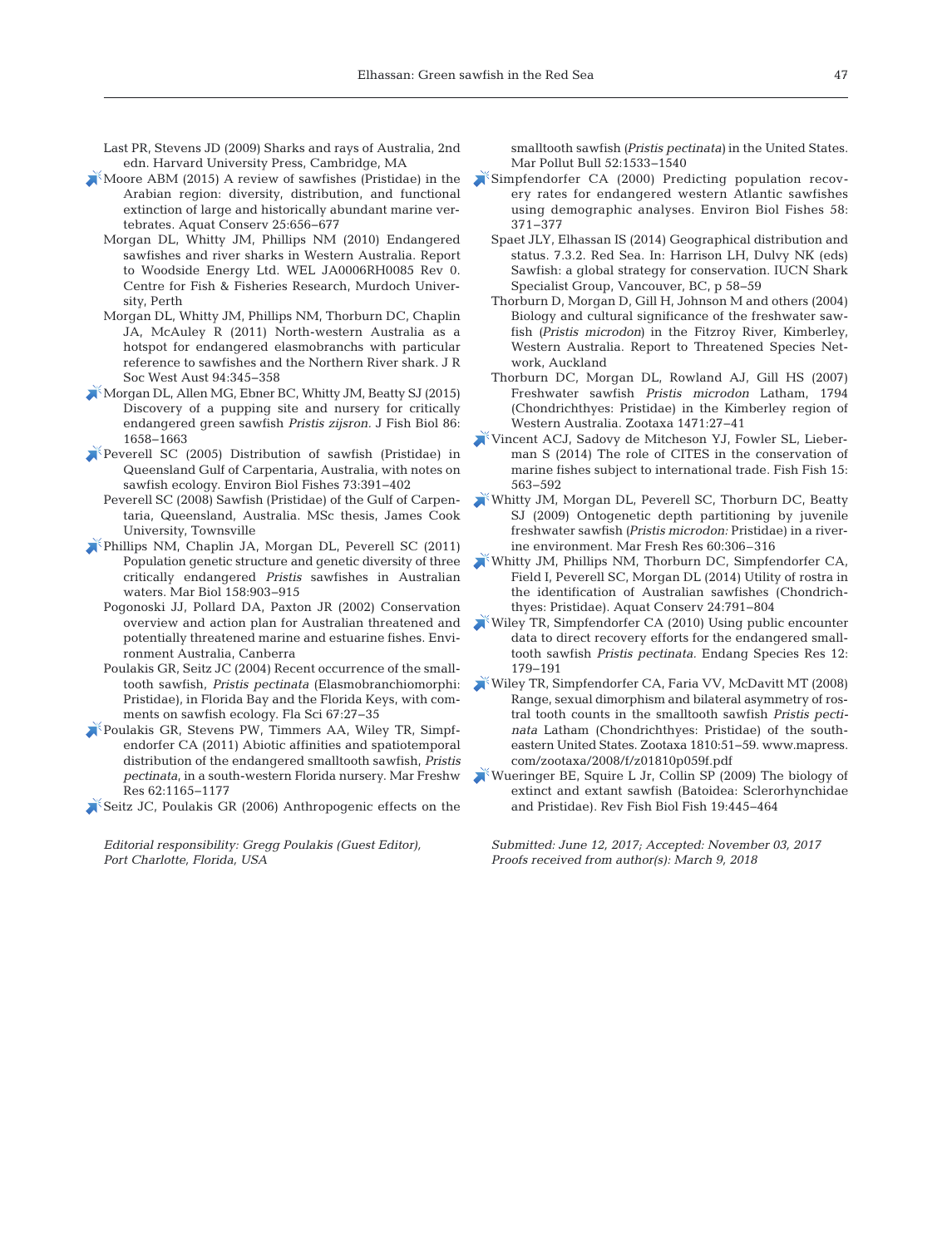Last PR, Stevens JD (2009) Sharks and rays of Australia, 2nd edn. Harvard University Press, Cambridge, MA

Moore ABM (2015) A review of sawfishes (Pristidae) in the Arabian region: diversity, distribution, and functional extinction of large and historically abundant marine vertebrates. Aquat Conserv 25:656−677

Morgan DL, Whitty JM, Phillips NM (2010) Endangered sawfishes and river sharks in Western Australia. Report to Woodside Energy Ltd. WEL JA0006RH0085 Rev 0. Centre for Fish & Fisheries Research, Murdoch University, Perth

Morgan DL, Whitty JM, Phillips NM, Thorburn DC, Chaplin JA, McAuley R (2011) North-western Australia as a hotspot for endangered elasmobranchs with particular reference to sawfishes and the Northern River shark. J R Soc West Aust 94:345−358

Morgan DL, Allen MG, Ebner BC, Whitty JM, Beatty SJ (2015) Discovery of a pupping site and nursery for critically endangered green sawfish *Pristis zijsron*. J Fish Biol 86: 1658−1663

Peverell SC (2005) Distribution of sawfish (Pristidae) in Queensland Gulf of Carpentaria, Australia, with notes on sawfish ecology. Environ Biol Fishes 73:391−402

Peverell SC (2008) Sawfish (Pristidae) of the Gulf of Carpentaria, Queensland, Australia. MSc thesis, James Cook University, Townsville

Phillips NM, Chaplin JA, Morgan DL, Peverell SC (2011) Population genetic structure and genetic diversity of three critically endangered *Pristis* sawfishes in Australian waters. Mar Biol 158:903−915

Pogonoski JJ, Pollard DA, Paxton JR (2002) Conservation overview and action plan for Australian threatened and potentially threatened marine and estuarine fishes. Environment Australia, Canberra

Poulakis GR, Seitz JC (2004) Recent occurrence of the smalltooth sawfish, *Pristis pectinata* (Elasmobranchiomorphi: Pristidae), in Florida Bay and the Florida Keys, with comments on sawfish ecology. Fla Sci 67:27−35

Poulakis GR, Stevens PW, Timmers AA, Wiley TR, Simpfendorfer CA (2011) Abiotic affinities and spatiotemporal distribution of the endangered smalltooth sawfish, *Pristis pectinata*, in a south-western Florida nursery. Mar Freshw Res 62:1165−1177

Seitz JC, Poulakis GR (2006) Anthropogenic effects on the smalltooth sawfish (*Pristis pectinata*) in the United States. Mar Pollut Bull 52:1533−1540

Simpfendorfer CA (2000) Predicting population recovery rates for endangered western Atlantic sawfishes using demographic analyses. Environ Biol Fishes 58: 371−377

Spaet JLY, Elhassan IS (2014) Geographical distribution and status. 7.3.2. Red Sea. In: Harrison LH, Dulvy NK (eds) Sawfish: a global strategy for conservation. IUCN Shark Specialist Group, Vancouver, BC, p 58−59

Thorburn D, Morgan D, Gill H, Johnson M and others (2004) Biology and cultural significance of the freshwater sawfish (*Pristis microdon*) in the Fitzroy River, Kimberley, Western Australia. Report to Threatened Species Network, Auckland

Thorburn DC, Morgan DL, Rowland AJ, Gill HS (2007) Freshwater sawfish *Pristis microdon* Latham, 1794 (Chondrichthyes: Pristidae) in the Kimberley region of Western Australia. Zootaxa 1471:27−41

Vincent ACJ, Sadovy de Mitcheson YJ, Fowler SL, Lieberman S (2014) The role of CITES in the conservation of marine fishes subject to international trade. Fish Fish 15: 563−592

Whitty JM, Morgan DL, Peverell SC, Thorburn DC, Beatty SJ (2009) Ontogenetic depth partitioning by juvenile freshwater sawfish (*Pristis microdon:* Pristidae) in a riverine environment. Mar Fresh Res 60:306−316

Whitty JM, Phillips NM, Thorburn DC, Simpfendorfer CA, Field I, Peverell SC, Morgan DL (2014) Utility of rostra in the identification of Australian sawfishes (Chondrichthyes: Pristidae). Aquat Conserv 24:791−804

Wiley TR, Simpfendorfer CA (2010) Using public encounter data to direct recovery efforts for the endangered smalltooth sawfish *Pristis pectinata.* Endang Species Res 12: 179−191

Wiley TR, Simpfendorfer CA, Faria VV, McDavitt MT (2008) Range, sexual dimorphism and bilateral asymmetry of rostral tooth counts in the smalltooth sawfish *Pristis pectinata* Latham (Chondrichthyes: Pristidae) of the southeastern United States. Zootaxa 1810:51−59. www.mapress.com/zootaxa/2008/f/z01810p059f.pdf

Wueringer BE, Squire L Jr, Collin SP (2009) The biology of extinct and extant sawfish (Batoidea: Sclerorhynchidae and Pristidae). Rev Fish Biol Fish 19:445−464

*Editorial responsibility: Gregg Poulakis (Guest Editor), Port Charlotte, Florida, USA*

*Submitted: June 12, 2017; Accepted: November 03, 2017*
*Proofs received from author(s): March 9, 2018*